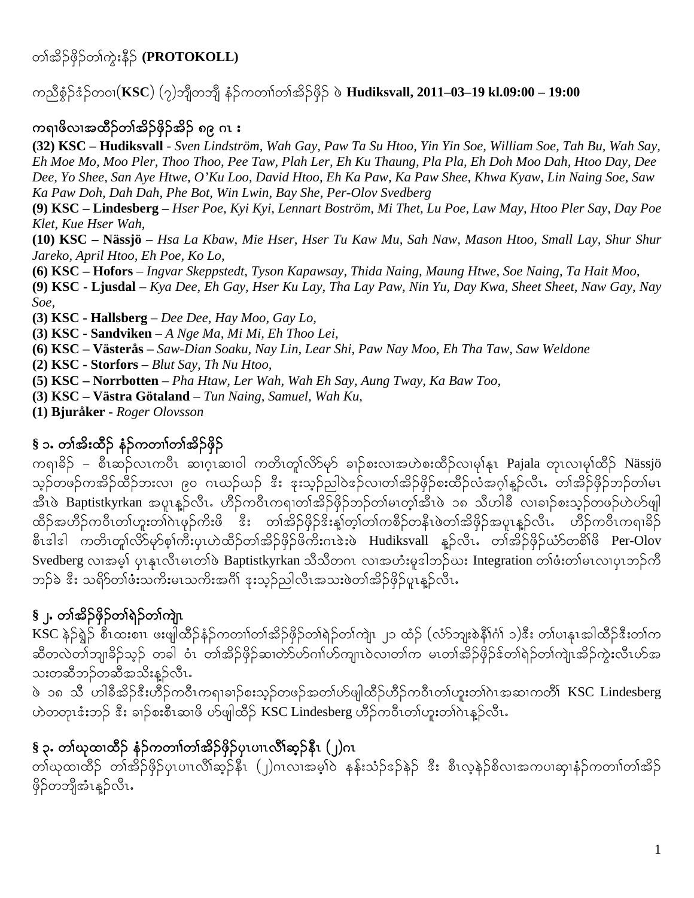တၢ်အိၣ်ဖှိၣ်တၢ်ကွဲးနီၣ် **(PROTOKOLL)**

ကညီစွံၣ်ဒံၣ်တဝၢ(**KSC**) (၇)ဘျီတဘျီ နံၣ်ကတၢၢ်တၢ်အိၣ်ဖှိၣ် ဖဲ **Hudiksvall, 2011–03–19 kl.09:00 – 19:00**

## ကရၢဖိလၢအထိၣ်တၢ်အိၣ်ဖှိၣ်အိၣ် ၈၉ ဂၤ း

**(32) KSC – Hudiksvall** - *Sven Lindström, Wah Gay, Paw Ta Su Htoo, Yin Yin Soe, William Soe, Tah Bu, Wah Say, Eh Moe Mo, Moo Pler, Thoo Thoo, Pee Taw, Plah Ler, Eh Ku Thaung, Pla Pla, Eh Doh Moo Dah, Htoo Day, Dee Dee, Yo Shee, San Aye Htwe, O'Ku Loo, David Htoo, Eh Ka Paw, Ka Paw Shee, Khwa Kyaw, Lin Naing Soe, Saw Ka Paw Doh, Dah Dah, Phe Bot, Win Lwin, Bay She, Per-Olov Svedberg*

**(9) KSC – Lindesberg –** *Hser Poe, Kyi Kyi, Lennart Boström, Mi Thet, Lu Poe, Law May, Htoo Pler Say, Day Poe Klet, Kue Hser Wah,*

**(10) KSC – Nässjö** – *Hsa La Kbaw, Mie Hser, Hser Tu Kaw Mu, Sah Naw, Mason Htoo, Small Lay, Shur Shur Jareko, April Htoo, Eh Poe, Ko Lo,*

**(6) KSC – Hofors** – *Ingvar Skeppstedt, Tyson Kapawsay, Thida Naing, Maung Htwe, Soe Naing, Ta Hait Moo,*

**(9) KSC - Ljusdal** – *Kya Dee, Eh Gay, Hser Ku Lay, Tha Lay Paw, Nin Yu, Day Kwa, Sheet Sheet, Naw Gay, Nay Soe,*

**(3) KSC - Hallsberg** – *Dee Dee, Hay Moo, Gay Lo,*

**(3) KSC - Sandviken** – *A Nge Ma, Mi Mi, Eh Thoo Lei,*

**(6) KSC – Västerås –** *Saw-Dian Soaku, Nay Lin, Lear Shi, Paw Nay Moo, Eh Tha Taw, Saw Weldone*

**(2) KSC - Storfors** – *Blut Say, Th Nu Htoo,*

**(5) KSC – Norrbotten** – *Pha Htaw, Ler Wah, Wah Eh Say, Aung Tway, Ka Baw Too,*

**(3) KSC – Västra Götaland** – *Tun Naing, Samuel, Wah Ku,*

**(1) Bjuråker** - *Roger Olovsson*

## § ၁. တၢ်အိးထိၣ် နံၣ်ကတၢၢ်တၢ်အိၣ်ဖှိၣ်

ကရၢခိၣ် – စီၤဆၣ်လၢကပီၤ ဆၢဂ့ၤဆၢဝါ ကတိၤတူၢ်လိာ်မှာ် ခၢၣ်စးလၢအဟဲစးထိၣ်လၢမုၢ်နၤ Pajala တုၤလၢမုၢ်ထိၣ် Nässjö သ့ၣ်တဖၣ်ကအိၣ်ထိၣ်ဘးလၢ ၉၀ ဂၤဃၣ်ဃၣ် ဒီး ဒုးသ့ၣ်ညါဝဲဒၣ်လၢတၢ်အိၣ်ဖှိၣ်စးထိၣ်လံအဂ့ၢ်န့ၣ်လီၤ. တၢ်အိၣ်ဖှိၣ်ဘၣ်တၢ်မၤအီၤဖဲ Baptistkyrkan အပူၤန့ၣ်လီၤ. ဟီၣ်ကဝီၤကရၢတၢ်အိၣ်ဖှိၣ်ဘၣ်တၢ်မၤတ့ၢ်အီၤဖဲ ၁၈ သီဟါခီ လၢခၢၣ်စးသ့ၣ်တဖၣ်ဟဲဟ်ဖျါထိၣ်အဟီၣ်ကဝီၤတၢ်ဟူးတၢ်ဂဲၤဖှာ်ကိးဖိ ဒီး တၢ်အိၣ်ဖှိၣ်ဒိးန့ၢ်တ့ၢ်တၢ်ကစိၣ်တနီၤဖဲတၢ်အိဖှိၣ်အပူၤန့ၣ်လီၤ. ဟီၣ်ကဝီၤကရၢခိၣ် စီၤဒါဒါ ကတိၤတူၢ်လိာ်မှာ်စ့ၢ်ကီးပုၤဟဲထိၣ်တၢ်အိၣ်ဖှိၣ်ဖိကိးဂၤဒဲးဖဲ Hudiksvall န့ၣ်လီၤ. တၢ်အိၣ်ဖှိၣ်ဃံာ်တစိၢ်ဖိ Per-Olov Svedberg လၢအမ့ၢ် ပုၤနၤလီၤမၤတၢ်ဖဲ Baptistkyrkan သီသီတဂၤ လၢအဟံးမူဒါဘၣ်ဃး Integration တၢ်ဖံးတၢ်မၤလၢပုၤဘၣ်ကီဘၣ်ခဲ ဒီး သရိာ်တၢ်ဖံးသကိးမၤသကိးအဂီၢ် ဒုးသ့ၣ်ညါလီၤအသးဖဲတၢ်အိၣ်ဖှိၣ်ပူၤန့ၣ်လီၤ.

## § ၂. တၢ်အိၣ်ဖှိၣ်တၢ်ရဲၣ်တၢ်ကျဲၤ

KSC နဲၣ်ရှဲၣ် စီၤထးစၢၤ ဖးဖျါထိၣ်နံၣ်ကတၢၢ်တၢ်အိၣ်ဖှိၣ်တၢ်ရဲၣ်တၢ်ကျဲၤ ၂၁ ထံၣ် (လံာ်ဘျးစဲနီၢ်ဂံၢ် ၁)ဒီး တၢ်ပၢနၤအါထိၣ်ဒီးတၢ်ကဆီတလဲတၢ်ဘျၢခိၣ်သ့ၣ် တခါ ဝံၤ တၢ်အိၣ်ဖှိၣ်ဆၢတဲာ်ဟ်ဂၢၢ်ဟ်ကျၢၤဝဲလၢတၢ်က မၤတၢ်အိၣ်ဖှိၣ်ဒ်တၢ်ရဲၣ်တၢ်ကျဲၤအိၣ်ကွဲးလီၤဟ်အသးတဆီဘၣ်တဆီအသိးန့ၣ်လီၤ.

ဖဲ ၁၈ သီ ဟါခီအိၣ်ဒီးဟီၣ်ကဝီၤကရၢခၢၣ်စးသ့ၣ်တဖၣ်အတၢ်ဟ်ဖျါထိၣ်ဟီၣ်ကဝီၤတၢ်ဟူးတၢ်ဂဲၤအဆၢကတိၢ် KSC Lindesberg ဟဲတတုၤဒံးဘၣ် ဒီး ခၢၣ်စးစီၤဆၢဖိ ဟ်ဖျါထိၣ် KSC Lindesberg ဟီၣ်ကဝီၤတၢ်ဟူးတၢ်ဂဲၤန့ၣ်လီၤ.

## § ၃. တၢ်ဃုထၢထိၣ် နံၣ်ကတၢၢ်တၢ်အိၣ်ဖှိၣ်ပှၤပၢၤလီၢ်ဆ့ၣ်နီၤ (၂)ဂၤ

တၢ်ဃုထၢထိၣ် တၢ်အိၣ်ဖှိၣ်ပှၤပၢၤလီၢ်ဆ့ၣ်နီၤ (၂)ဂၤလၢအမ့ၢ်ဝဲ နန်းသံၣ်ဒၣ်နဲၣ် ဒီး စီၤလ့နဲၣ်စိလၢအကပၢဆှၢနံၣ်ကတၢၢ်တၢ်အိၣ်ဖှိၣ်တဘျီအံၤန့ၣ်လီၤ.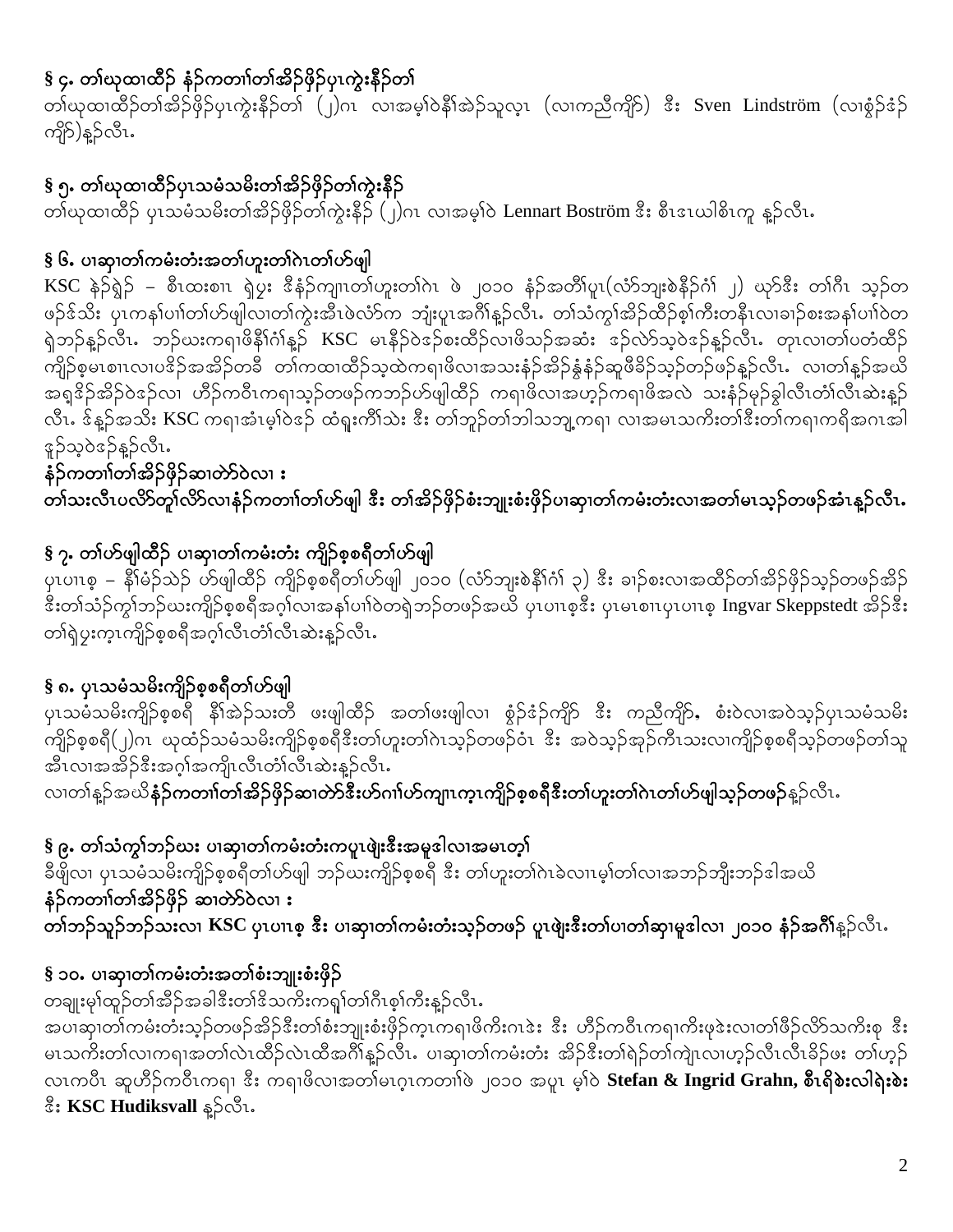## § ၄. တၢ်ဃုထၢထီဉ် နံဉ်ကတၢၢ်တၢ်အိဉ်ဖှိဉ်ပှၤကွဲးနီဉ်တၢ်

တၢ်ဃုထၢထီဉ်တၢ်အိဉ်ဖှိဉ်ပှၤကွဲးနီဉ်တၢ် (၂)ဂၤ လၢအမ့ၢ်ဝဲနီၢ်အဲဉ်သူလ့ၤ (လၢကညီကျိဉ်) ဒီး Sven Lindström (လၢစွံဉ်ဒံဉ်ကျိဉ်)န့ဉ်လီၤ.

## § ၅. တၢ်ဃုထၢထီဉ်ပှၤသမံသမိးတၢ်အိဉ်ဖှိဉ်တၢ်ကွဲးနီဉ်

တၢ်ဃုထၢထီဉ် ပှၤသမံသမိးတၢ်အိဉ်ဖှိဉ်တၢ်ကွဲးနီဉ် (၂)ဂၤ လၢအမ့ၢ်ဝဲ Lennart Boström ဒီး စီၤဒၢယါစိၤကူ န့ဉ်လီၤ.

## § ၆. ပၢဆှၢတၢ်ကမံးတံးအတၢ်ဟူးတၢ်ဂဲၤတၢ်ဟ်ဖျါ

KSC နဲဉ်ရှဲဉ် – စီၤထးစၢၤ ရဲပ္ၤ ဒီနံဉ်ကျၢၤတၢ်ဟူးတၢ်ဂဲၤ ဖဲ ၂၀၁၀ နံဉ်အတီၢ်ပူၤ(လံာ်ဘျးစဲနီဉ်ဂံၢ် ၂) ယုာ်ဒီး တၢ်ဂီၤ သ့ဉ်တဖဉ်ဒ်သိး ပှၤကနၢ်ပၢၢ်တၢ်ဟ်ဖျါလၢတၢ်ကွဲးအီၤဖဲလံာ်က ဘျးပူၤအဂီၢ်န့ဉ်လီၤ. တၢ်သံကွၢ်အိဉ်ထိဉ်စ့ၢ်ကီးတနီၤလၢခၢဉ်စးအနၢ်ပၢၢ်ဝဲတရဲဘဉ်န့ဉ်လီၤ. ဘဉ်ဃးကရၢဖိနီၢ်ဂံၢ်န့ဉ် KSC မၤနီဉ်ဝဲဒဉ်စးထိဉ်လၢဖိသဉ်အဆံး ဒဉ်လဲာ်သ့ဝဲဒဉ်န့ဉ်လီၤ. တုၤလၢတၢ်ပတံထိဉ်ကျိဉ်စ့မၤစၢၤလၢပဒိဉ်အအိဉ်တခီ တၢ်ကထၢထိဉ်သ့ထဲကရၢဖိလၢအသးနံဉ်အိဉ်နွံနံဉ်ဆူဖီခိဉ်သ့ဉ်တဉ်ဖဉ်န့ဉ်လီၤ. လၢတၢ်န့ဉ်အဃိအရှဒိဉ်အိဉ်ဝဲဒဉ်လၢ ဟီဉ်ကဝီၤကရၢသ့ဉ်တဖဉ်ကဘဉ်ဟ်ဖျါထိဉ် ကရၢဖိလၢအဟ့ဉ်ကရၢဖိအလဲ သးနံဉ်မုဉ်ခွါလီၤတံၢ်လီၤဆဲးန့ဉ်လီၤ. ဒ်န့ဉ်အသိး KSC ကရၢအံၤမ့ၢ်ဝဲဒဉ် ထံရှးကီၢ်သဲး ဒီး တၢ်ဘူဉ်တၢ်ဘါသဘျ့ကရၢ လၢအမၤသကိးတၢ်ဒီးတၢ်ကရၢကရိအဂၤအါဒူဉ်သ့ဝဲဒဉ်န့ဉ်လီၤ.

**နံဉ်ကတၢၢ်တၢ်အိဉ်ဖှိဉ်ဆၢတဲာ်ဝဲလၢ :**

**တၢ်သးလီၤပလိာ်တူၢ်လိာ်လၢနံဉ်ကတၢၢ်တၢ်ဟ်ဖျါ ဒီး တၢ်အိဉ်ဖှိဉ်စံးဘျုးစံးဖှိဉ်ပၢဆှၢတၢ်ကမံးတံးလၢအတၢ်မၤသ့ဉ်တဖဉ်အံၤန့ဉ်လီၤ.**

## § ၇. တၢ်ဟ်ဖျါထိဉ် ပၢဆှၢတၢ်ကမံးတံး ကျိဉ်စ့စရီတၢ်ဟ်ဖျါ

ပှၤပၢၤစ့ – နီၢ်မံဉ်သဲဉ် ဟ်ဖျါထိဉ် ကျိဉ်စ့စရီတၢ်ဟ်ဖျါ ၂၀၁၀ (လံာ်ဘျးစဲနီဉ်ဂံၢ် ၃) ဒီး ခၢဉ်စးလၢအထိဉ်တၢ်အိဉ်ဖှိဉ်သ့ဉ်တဖဉ်အိဉ်ဒီးတၢ်သံဉ်ကွၢ်ဘဉ်ဃးကျိဉ်စ့စရီအဂ့ၢ်လၢအနၢ်ပၢၢ်ဝဲတရဲဘဉ်တဖဉ်အဃိ ပှၤပၢၤစ့ဒီး ပှၤမၤစၢၤပှၤပၢၤစ့ Ingvar Skeppstedt အိဉ်ဒီးတၢ်ရဲပ္ၤက့ၤကျိဉ်စ့စရီအဂ့ၢ်လီၤတံၢ်လီၤဆဲးန့ဉ်လီၤ.

## § ၈. ပှၤသမံသမိးကျိဉ်စ့စရီတၢ်ဟ်ဖျါ

ပှၤသမံသမိးကျိဉ်စ့စရီ နီၢ်အဲဉ်သးတီ ဖးဖျါလၢ အတၢ်ဖးဖျါလၢ စွံဉ်ဒံဉ်ကျိဉ် ဒီး ကညီကျိဉ်, စံးဝဲလၢအဝဲသ့ဉ်ပှၤသမံသမိးကျိဉ်စ့စရီ(၂)ဂၤ ယုထံဉ်သမံသမိးကျိဉ်စ့စရီဒီးတၢ်ဟူးတၢ်ဂဲၤသ့ဉ်တဖဉ်ဝံၤ ဒီး အဝဲသ့ဉ်အှဉ်ကီၤသးလၢကျိဉ်စ့စရီသ့ဉ်တဖဉ်တၢ်သူအီၤလၢအအိဉ်ဒီးအဂ့ၢ်အကျိၤလီၤတံၢ်လီၤဆဲးန့ဉ်လီၤ.

လၢတၢ်န့ဉ်အဃိ**နံဉ်ကတၢၢ်တၢ်အိဉ်ဖှိဉ်ဆၢတဲာ်ဒီးဟ်ဂၢၢ်ဟ်ကျၢၤက့ၤကျိဉ်စ့စရီဒီးတၢ်ဟူးတၢ်ဂဲၤတၢ်ဟ်ဖျါသ့ဉ်တဖဉ်**န့ဉ်လီၤ.

## § ၉. တၢ်သံကွၢ်ဘဉ်ဃး ပၢဆှၢတၢ်ကမံးတံးကပူၤဖျဲးဒီးအမူဒါလၢအမၤတ့ၢ်

ခီဖျိလၢ ပှၤသမံသမိးကျိဉ်စ့စရီတၢ်ဟ်ဖျါ ဘဉ်ဃးကျိဉ်စ့စရီ ဒီး တၢ်ဟူးတၢ်ဂဲၤခဲလၢၤမ့ၢ်တၢ်လၢအဘဉ်ဘျိးဘဉ်ဒါအဃိ

**နံဉ်ကတၢၢ်တၢ်အိဉ်ဖှိဉ် ဆၢတဲာ်ဝဲလၢ :**

**တၢ်ဘဉ်သူဉ်ဘဉ်သးလၢ KSC ပှၤပၢၤစ့ ဒီး ပၢဆှၢတၢ်ကမံးတံးသ့ဉ်တဖဉ် ပူၤဖျဲးဒီးတၢ်ပၢတၢ်ဆှၢမူဒါလၢ ၂၀၁၀ နံဉ်အဂီၢ်**န့ဉ်လီၤ.

## § ၁၀. ပၢဆှၢတၢ်ကမံးတံးအတၢ်စံးဘျုးစံးဖှိဉ်

တချုးမ့ၢ်ထူဉ်တၢ်အိဉ်အခါဒီးတၢ်ဒိသကိးကရူၢ်တၢ်ဂီၤစ့ၢ်ကီးန့ဉ်လီၤ.

အပၢဆှၢတၢ်ကမံးတံးသ့ဉ်တဖဉ်အိဉ်ဒီးတၢ်စံးဘျုးစံးဖှိဉ်က့ၤကရၢဖိကိးဂၤဒဲး ဒီး ဟီဉ်ကဝီၤကရၢကိးဖုဒဲးလၢတၢ်ဖိဉ်လိာ်သကိးစု ဒီး မၤသကိးတၢ်လၢကရၢအတၢ်လဲၤထိဉ်လဲၤထီအဂီၢ်န့ဉ်လီၤ. ပၢဆှၢတၢ်ကမံးတံး အိဉ်ဒီးတၢ်ရဲဉ်တၢ်ကျဲၤလၢဟ့ဉ်လီၤလီၤခိဉ်ဖး တၢ်ဟ့ဉ်လၢကပီၤ ဆူဟီဉ်ကဝီၤကရၢ ဒီး ကရၢဖိလၢအတၢ်မၤဂ့ၤကတၢၢ်ဖဲ ၂၀၁၀ အပူၤ မ့ၢ်ဝဲ **Stefan & Ingrid Grahn, စီၤရိစဲးလါရဲးစဲး** ဒီး **KSC Hudiksvall** န့ဉ်လီၤ.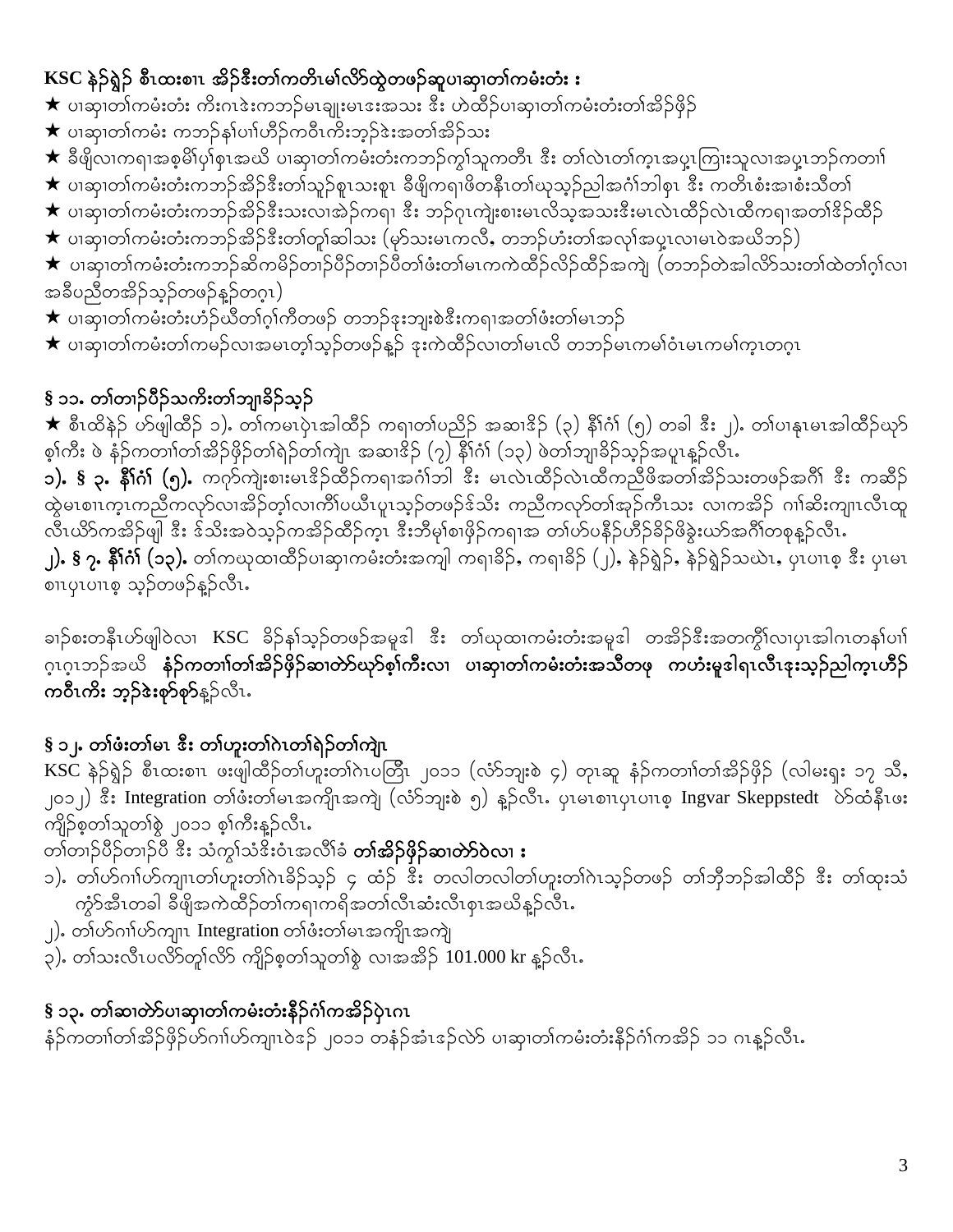**KSC နဲၣ်ရှ့ၣ် စီၤထးစၢၤ အိၣ်ဒီးတၢ်ကတိၤမၢ်လိာ်ထွဲတဖၣ်ဆူပၢဆှၢတၢ်ကမံးတံး :**

★ ပၢဆှၢတၢ်ကမံးတံး ကိးဂၤဒဲးကဘၣ်မၤချူးမၤဒ့အသး ဒီး ဟဲထိၣ်ပၢဆှၢတၢ်ကမံးတံးတၢ်အိၣ်ဖှိၣ်

★ ပၢဆှၢတၢ်ကမံး ကဘၣ်နၢ်ပၢၢ်ဟ့ၣ်ကဝီၤကိးဘ့ၣ်ဒဲးအတၢ်အိၣ်သး

★ ခီဖျိလၢကရၢအစ့မိၢ်ပှၢ်စ့ၤအဃိ ပၢဆှၢတၢ်ကမံးတံးကဘၣ်ကွၢ်သူကတီၤ ဒီး တၢ်လဲၤတၢ်က့ၤအပှ့ၤကြၢးသူလၢအပှ့ၤဘၣ်ကတၢၢ်

★ ပၢဆှၢတၢ်ကမံးတံးကဘၣ်အိၣ်ဒီးတၢ်သ့ၣ်စူၤသးစူၤ ခီဖျိကရၢဖိတနီၤတၢ်ယုသ့ၣ်ညါအင်္ဂါဘါစ့ၤ ဒီး ကတိၤစံးအၢစံးသီတၢ်

★ ပၢဆှၢတၢ်ကမံးတံးကဘၣ်အိၣ်ဒီးသးလၢအဲၣ်ကရၢ ဒီး ဘၣ်ဂုၤကျဲးစၢးမၤလိသ့အသးဒီးမၤလဲၤထိၣ်လဲၤထီကရၢအတၢ်ဒိၣ်ထိၣ်

★ ပၢဆှၢတၢ်ကမံးတံးကဘၣ်အိၣ်ဒီးတၢ်တူၢ်ဆါသး (မ့ာ်သးမၤကလီ, တဘၣ်ဟံးတၢ်အလၢ်အပှ့ၤလၢမၤဝဲအဃိဘၣ်)

★ ပၢဆှၢတၢ်ကမံးတံးကဘၣ်ဆိကမိၣ်တၢၣ်ပိၣ်တၢၣ်ပီတၢ်ဖံးတၢ်မၤကကဲထိၣ်လိၣ်ထိၣ်အကျဲ (တဘၣ်တဲအါလိာ်သးတၢ်ထဲတၢ်ဂ့ၢ်လၢအခီပညီတအိၣ်သ့ၣ်တဖၣ်န့ၣ်တဂ့ၤ)

★ ပၢဆှၢတၢ်ကမံးတံးဟံၣ်ဃိတၢ်ဂ့ၢ်ကီတဖၣ် တဘၣ်ဒုးဘျးစဲဒီးကရၢအတၢ်ဖံးတၢ်မၤဘၣ်

★ ပၢဆှၢတၢ်ကမၣ်လၢအမၤတ့ၢ်သ့ၣ်တဖၣ်နှၣ် ဒုးကဲထိၣ်လၢတၢ်မၤလိ တဘၣ်မၤကမၢ်ဝံၤမၤကမၢ်က့ၤတဂ့ၤ

## § ၁၁. တၢ်တၢၣ်ပီၣ်သကိးတၢ်ဘျၢခိၣ်သ့ၣ်

★ စီၤထိနဲၣ် ဟ်ဖျါထိၣ် ၁). တၢ်ကမၢပဲ့ၤအါထိၣ် ကရၢတၢ်ပညိၣ် အဆၢဒိၣ် (၃) နီၢ်ဂံၢ် (၅) တခါ ဒီး ၂). တၢ်ပၢနုၤမၤအါထိၣ်ယှာ်စ့ၢ်ကီး ဖဲ နံၣ်ကတၢၢ်တၢ်အိၣ်ဖှိၣ်တၢ်ရဲၣ်တၢ်ကျဲၤ အဆၢဒိၣ် (၇) နီၢ်ဂံၢ် (၁၃) ဖဲတၢ်ဘျၢခိၣ်သ့ၣ်အပူၤနူၣ်လီၤ.

**၁). § ၃. နီၢ်ဂံၢ် (၅).** ကဂ့ာ်ကျဲးစၢးမၤဒိၣ်ထိၣ်ကရၢအဂံၢ်ဘါ ဒီး မၤလဲၤထိၣ်လဲၤထီကညီဖိအတၢ်အိၣ်သးတဖၣ်အဂီၢ် ဒီး ကဆိၣ်ထွဲမၤစၢၤက့ၤကညီကလုာ်လၢအိၣ်တ့ၢ်လၢကီၢ်ပယီၤပူၤသ့ၣ်တဖၣ်ဒ်သိး ကညီကလုာ်တၢ်အှၣ်ကီၤသး လၢကအိၣ် ဂၢၢ်ဆိးကျၢၤလီၤထူလီၤယိာ်ကအိၣ်ဖျါ ဒီး ဒ်သိးအဝဲသ့ၣ်ကအိၣ်ထိၣ်က့ၤ ဒီးဘီမုၢ်စၢဖှိၣ်ကရၢအ တၢ်ဟ်ပနီၣ်ဟ့ၣ်ခိၣ်ဖိခွဲးယာ်အဂီၢ်တစုနူၣ်လီၤ.

**၂). § ၇. နီၢ်ဂံၢ် (၁၃).** တၢ်ကယုထၢထိၣ်ပၢဆှၢကမံးတံးအကျါ ကရၢခိၣ်, ကရၢခိၣ် (၂), နဲၣ်ရှ့ၣ်, နဲၣ်ရှ့ၣ်သဃဲၤ, ပှၤပၢၤစ့ ဒီး ပှၤမၤစၢၤပှၤပၢၤစ့ သ့ၣ်တဖၣ်နူၣ်လီၤ.

ခၢဉ်စးတနီၤဟ်ဖျါဝဲလၢ KSC ခိၣ်နၢ်သ့ၣ်တဖၣ်အမူဒါ ဒီး တၢ်ယုထၢကမံးတံးအမူဒါ တအိၣ်ဒီးအတက့ၢ်လၢပှၤအါဂၤတနၢ်ပၢၢ်ဂ့ၤဂ့ၤဘၣ်အဃိ **နံၣ်ကတၢၢ်တၢ်အိၣ်ဖှိၣ်ဆၢတဲာ်ယှာ်စ့ၢ်ကီးလၢ ပၢဆှၢတၢ်ကမံးတံးအသီတဖု ကဟံးမူဒါရၤလီၤဒုးသ့ၣ်ညါက့ၤဟ့ၣ်ကဝီၤကိး ဘ့ၣ်ဒဲးစ့ာ်စ့ာ်**နူၣ်လီၤ.

## § ၁၂. တၢ်ဖံးတၢ်မၤ ဒီး တၢ်ဟူးတၢ်ဂဲၤတၢ်ရဲၣ်တၢ်ကျဲၤ

KSC နဲၣ်ရှ့ၣ် စီၤထးစၢၤ ဖးဖျါထိၣ်တၢ်ဟူးတၢ်ဂဲၤပတြိၤ ၂၀၁၁ (လံာ်ဘျးစဲ ၄) တုၤဆူ နံၣ်ကတၢၢ်တၢ်အိၣ်ဖှိၣ် (လါမးရှး ၁၇ သီ, ၂၀၁၂) ဒီး Integration တၢ်ဖံးတၢ်မၤအကျိၤအကျဲ (လံာ်ဘျးစဲ ၅) နူၣ်လီၤ. ပှၤမၤစၢၤပှၤပၢၤစ့ Ingvar Skeppstedt ဟ်ထံနီၤဖး ကျိၣ်စ့တၢ်သူတၢ်စွဲ ၂၀၁၁ စ့ၢ်ကီးနူၣ်လီၤ.

တၢ်တၢၣ်ပီၣ်တၢၣ်ပီ ဒီး သံကွၢ်သံဒိးဝံၤအလီၢ်ခံ **တၢ်အိၣ်ဖှိၣ်ဆၢတဲာ်ဝဲလၢ :**

၁). တၢ်ဟ်ဂၢၢ်ဟ်ကျၢၤတၢ်ဟူးတၢ်ဂဲၤခိၣ်သ့ၣ် ၄ ထံၣ် ဒီး တလါတလါတၢ်ဟူးတၢ်ဂဲၤသ့ၣ်တဖၣ် တၢ်ဘိဘၣ်အါထိၣ် ဒီး တၢ်ထုးသံကွာ်အီၤတခါ ခီဖျိအကဲထိၣ်တၢ်ကရၢကရိအတၢ်လီၤဆံးလီၤစှၤအဃိနူၣ်လီၤ.

၂). တၢ်ဟ်ဂၢၢ်ဟ်ကျၢၤ Integration တၢ်ဖံးတၢ်မၤအကျိၤအကျဲ

၃). တၢ်သးလီၤပလိာ်တူၢ်လိာ် ကျိၣ်စ့တၢ်သူတၢ်စွဲ လၢအအိၣ် 101.000 kr နူၣ်လီၤ.

## § ၁၃. တၢ်ဆၢတဲာ်ပၢဆှၢတၢ်ကမံးတံးနီၣ်ဂံၢ်ကအိၣ်ပဲ့ၤဂၤ

နံၣ်ကတၢၢ်တၢ်အိၣ်ဖှိၣ်ဟ်ဂၢၢ်ဟ်ကျၢၤဝဲဒၣ် ၂၀၁၁ တနံၣ်အံၤဒၣ်လဲာ် ပၢဆှၢတၢ်ကမံးတံးနီၣ်ဂံၢ်ကအိၣ် ၁၁ ဂၤနူၣ်လီၤ.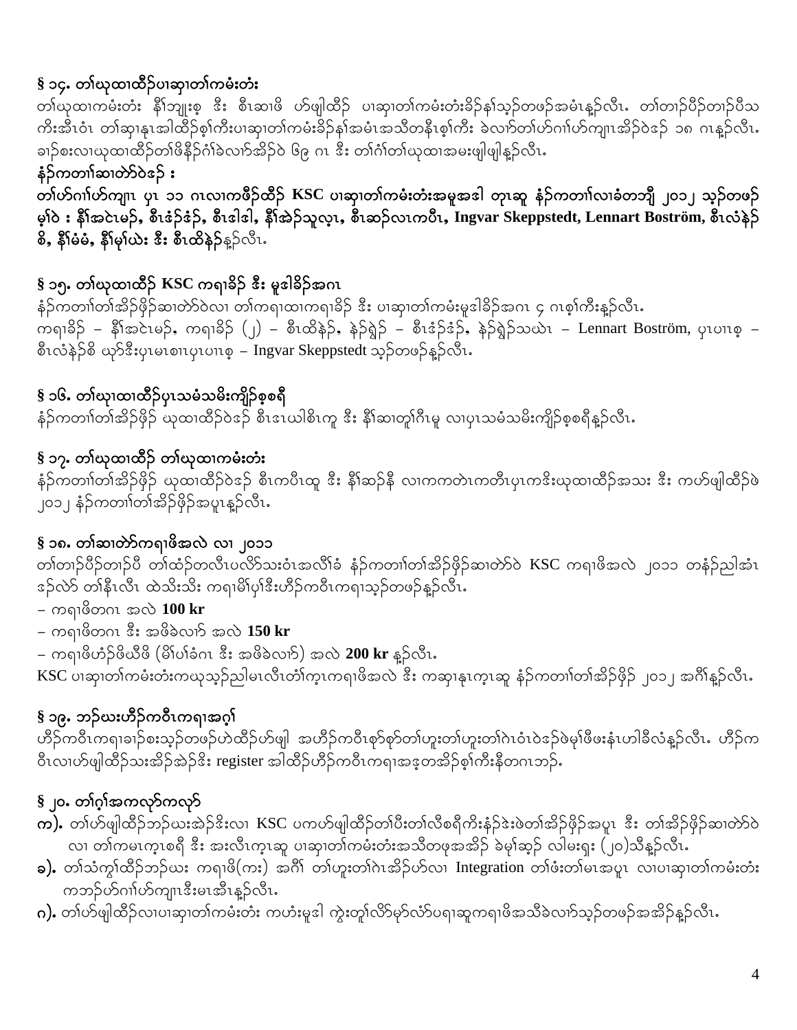## § ၁၄. တၢ်ဃုထၢထီၣ်ပၢဆှၢတၢ်ကမံးတံး

တၢ်ဃုထၢကမံးတံး နီၢ်ဘျုးစ့ ဒီး စီၤဆၢဖိ ဟ်ဖျါထီၣ် ပၢဆှၢတၢ်ကမံးတံးခိၣ်နၢ်သ့ၣ်တဖၣ်အမံၤန့ၣ်လီၤ. တၢ်တၢ်ပိၣ်တၢ်ပိသကိးအီၤဝံၤ တၢ်ဆှၢနုၤအါထီၣ်စ့ၢ်ကီးပၢဆှၢတၢ်ကမံးခိၣ်နၢ်အမံၤအသိတနီၤစ့ၢ်ကီး ခဲလၢာ်တၢ်ဟ်ဂၢါဟ်ကျၢၤအိၣ်ဝဲဒၣ် ၁၈ ဂၤန့ၣ်လီၤ. ခၢၣ်စးလၢဃုထၢထီၣ်တၢ်ဖိနီၣ်ဂံၢ်ခဲလၢာ်အိၣ်ဝဲ ၆၉ ဂၤ ဒီး တၢ်ဂံၢ်တၢ်ဃုထၢအမးဖျါဖျါန့ၣ်လီၤ.

**နံၣ်ကတၢၢ်ဆၢတဲာ်ဝဲဒၣ် :**

**တၢ်ဟ်ဂၢါဟ်ကျၢၤ ပှၤ ၁၁ ဂၤလၢကဖီၣ်ထီၣ် KSC ပၢဆှၢတၢ်ကမံးတံးအမူအဒါ တုၤဆူ နံၣ်ကတၢၢ်လၢခံတဘျီ ၂၀၁၂ သ့ၣ်တဖၣ်မ့ၢ်ဝဲ : နီၢ်အငဲၤမၣ်, စီၤဖံၣ်ဖံၣ်, စီၤဒါဒါ, နီၢ်အဲၣ်သူလ့ၤ, စီၤဆၣ်လၤကပီၤ, Ingvar Skeppstedt, Lennart Boström, စီၤလံနဲၣ်စိ, နီၢ်မံမံ, နီၢ်မု၊ယဲး ဒီး စီၤထိနဲၣ်**န့ၣ်လီၤ.

## § ၁၅. တၢ်ဃုထၢထီၣ် KSC ကရၢခိၣ် ဒီး မူဒါခိၣ်အဂၤ

နံၣ်ကတၢၢ်တၢ်အိၣ်ဖှိၣ်ဆၢတဲာ်ဝဲလၢ တၢ်ကရၢထၢကရၢခိၣ် ဒီး ပၢဆှၢတၢ်ကမံးမူဒါခိၣ်အဂၤ ၄ ဂၤစ့ၢ်ကီးန့ၣ်လီၤ.
ကရၢခိၣ် – နီၢ်အငဲၤမၣ်, ကရၢခိၣ် (၂) – စီၤထိနဲၣ်, နဲၣ်ရှဲၣ် – စီၤဖံၣ်ဖံၣ်, နဲၣ်ရှဲၣ်သဃဲၤ – Lennart Boström, ပှၤပၢၤစ့ – စီၤလံနဲၣ်စိ ဃှာ်ဒီးပှၤမၤစၢၤပှၤပၢၤစ့ – Ingvar Skeppstedt သ့ၣ်တဖၣ်န့ၣ်လီၤ.

## § ၁၆. တၢ်ဃုၢထၢထီၣ်ပှၤသမံသမိးကျိၣ်စ့စရီ

နံၣ်ကတၢၢ်တၢ်အိၣ်ဖှိၣ် ဃုထၢထီၣ်ဝဲဒၣ် စီၤဒၤယါစိၤကူ ဒီး နီၢ်ဆၢတူၢ်ဂံမူ လၢပှၤသမံသမိးကျိၣ်စ့စရီန့ၣ်လီၤ.

## § ၁၇. တၢ်ဃုထၢထီၣ် တၢ်ဃုထၢကမံးတံး

နံၣ်ကတၢၢ်တၢ်အိၣ်ဖှိၣ် ဃုထၢထီၣ်ဝဲဒၣ် စီၤကပီၤထူ ဒီး နီၢ်ဆၣ်နီ လၢကကတဲၤကတီၤပှၤကဒိးဃုထၢထီၣ်အသး ဒီး ကဟ်ဖျါထီၣ်ဖဲ ၂၀၁၂ နံၣ်ကတၢၢ်တၢ်အိၣ်ဖှိၣ်အပူၤန့ၣ်လီၤ.

## § ၁၈. တၢ်ဆၢတဲာ်ကရၢဖိအလဲ လၢ ၂၀၁၁

တၢ်တၢ်ပိၣ်တၢ်ပိ တၢ်ထံၣ်တလီၤပလိာ်သးဝံၤအလိၢ်ခံ နံၣ်ကတၢၢ်တၢ်အိၣ်ဖှိၣ်ဆၢတဲာ်ဝဲ KSC ကရၢဖိအလဲ ၂၀၁၁ တနံၣ်ညါအံၤဒၣ်လဲာ် တၢ်နီၤလီၤ ထဲသိးသိး ကရၢမိၢ်ပှၢ်ဒီးဟီၣ်ကဝီၤကရၢသ့ၣ်တဖၣ်န့ၣ်လီၤ.

- ကရၢဖိတဂၤ အလဲ **100 kr**
- ကရၢဖိတဂၤ ဒီး အဖိခဲလၢာ် အလဲ **150 kr**
- ကရၢဖိဟံၣ်ဖိဃီဖိ (မိၢ်ပၢ်ခံဂၤ ဒီး အဖိခဲလၢာ်) အလဲ **200 kr** န့ၣ်လီၤ.

KSC ပၢဆှၢတၢ်ကမံးတံးကဃုသ့ၣ်ညါမၤလီၤတံၢ်က့ၤကရၢဖိအလဲ ဒီး ကဆှၢနုၤက့ၤဆူ နံၣ်ကတၢၢ်တၢ်အိၣ်ဖှိၣ် ၂၀၁၂ အဂီၢ်န့ၣ်လီၤ.

## § ၁၉. ဘၣ်ဃးဟီၣ်ကဝီၤကရၢအဂ့ၢ်

ဟီၣ်ကဝီၤကရၢခၢၣ်စးသ့ၣ်တဖၣ်ဟဲထီၣ်ဟ်ဖျါ အဟီၣ်ကဝီၤစှာ်စှာ်တၢ်ဟူးတၢ်ဟူးတၢ်ဂဲၤဝံၤဝဲဒၣ်ဖဲမ့ၢ်ဖီဖးနံၤဟါခီလံန့ၣ်လီၤ. ဟီၣ်ကဝီၤလၢဟ်ဖျါထီၣ်သးအိၣ်အဲၣ်ဒိး register အါထီၣ်ဟီၣ်ကဝီၤကရၢအဒ့တအိၣ်စ့ၢ်ကီးနီတဂၤဘၣ်.

## § ၂၀. တၢ်ဂ့ၢ်အကလုာ်ကလုာ်

**က).** တၢ်ဟ်ဖျါထီၣ်ဘၣ်ဃးအဲၣ်ဒိးလၢ KSC ပကဟ်ဖျါထီၣ်တၢ်ပီးတၢ်လီစရီကိးနံၣ်ဒံးဖဲတၢ်အိၣ်ဖှိၣ်အပူၤ ဒီး တၢ်အိၣ်ဖှိၣ်ဆၢတဲာ်ဝဲလၢ တၢ်ကမၤက့ၤစရီ ဒီး အးလီၤက့ၤဆူ ပၢဆှၢတၢ်ကမံးတံးအသိတဖုအအိၣ် ခဲမှၢ်ဆ့ၣ် လါမးရှး (၂၀)သီန့ၣ်လီၤ.

**ခ).** တၢ်သံကွၢ်ထီၣ်ဘၣ်ဃး ကရၢဖိ(ကး) အဂီၢ် တၢ်ဟူးတၢ်ဂဲၤအိၣ်ဟ်လၢ Integration တၢ်ဖံးတၢ်မၤအပူၤ လၢပၢဆှၢတၢ်ကမံးတံးကဘၣ်ဟ်ဂၢါဟ်ကျၢၤဒီးမၤအီၤန့ၣ်လီၤ.

**ဂ).** တၢ်ဟ်ဖျါထီၣ်လၢပၢဆှၢတၢ်ကမံးတံး ကဟံးမူဒါ ကွဲးတူၢ်လိာ်မှာ်လံာ်ပရၢဆူကရၢဖိအသိခဲလၢာ်သ့ၣ်တဖၣ်အအိၣ်န့ၣ်လီၤ.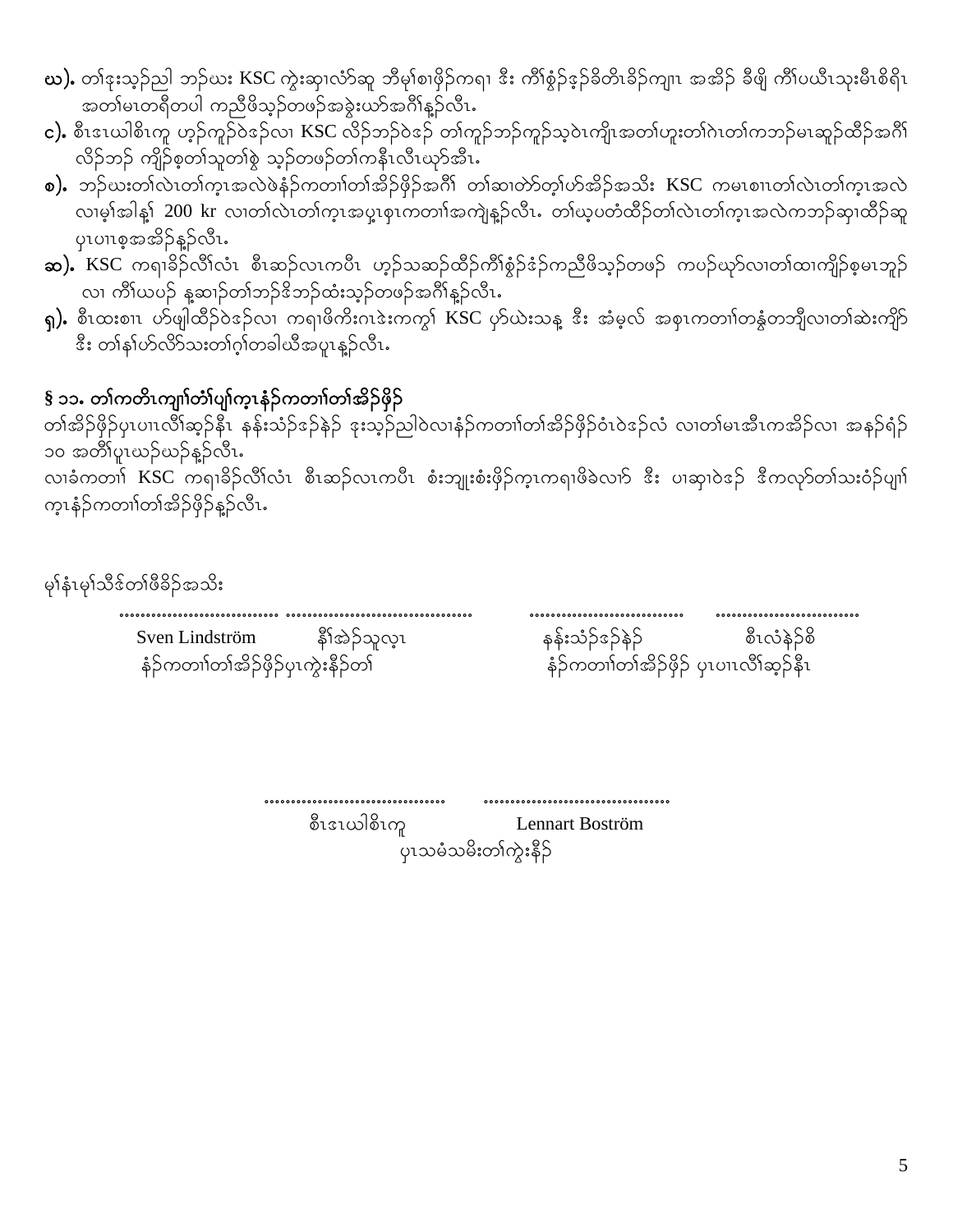**ဃ).** တၢ်ဒုးသ့ၣ်ညါ ဘၣ်ဃး KSC ကွဲးဆှၢလံာ်ဆူ ဘီမုၢ်စၢဖိုၣ်ကရၢ ဒီး ကီၢ်စွံၣ်ဒ့ၣ်ခိတိၤခိၣ်ကျ့ၤ အအိၣ် ခီဖျိ ကီၢ်ပယီၤသုးမိၤစိရိၤ အတၢ်မၤတရီတပါ ကညီဖိသ့ၣ်တဖၣ်အခွဲးယာ်အဂီၢ်န့ၣ်လီၤ.

**င).** စီၤဒၤယါစိၤကူ ဟ့ၣ်ကူၣ်ဝဲဒၣ်လၢ KSC လိၣ်ဘၣ်ဝဲဒၣ် တၢ်ကူၣ်ဘၣ်ကူၣ်သ့ဝဲၤကျိၤအတၢ်ဟူးတၢ်ဂဲၤတၢ်ကဘၣ်မၤဆူၣ်ထီၣ်အဂီၢ် လိၣ်ဘၣ် ကျိၣ်စ့တၢ်သူတၢ်စွဲ သ့ၣ်တဖၣ်တၢ်ကနီၤလီၤဃုာ်အီၤ.

**စ).** ဘၣ်ဃးတၢ်လဲၤတၢ်ကုၤအလဲဖဲနံၣ်ကတၢၢ်တၢ်အိၣ်ဖှိၣ်အဂီၢ် တၢ်ဆၢတဲာ်တ့ၢ်ဟ်အိၣ်အသိး KSC ကမၤစၢၤတၢ်လဲၤတၢ်ကုၤအလဲ လၢမ့ၢ်အါန့ၢ် 200 kr လၢတၢ်လဲၤတၢ်ကုၤအပှ့ၤစ့ၤကတၢၢ်အကျဲန့ၣ်လီၤ. တၢ်ယ့ပတံထီၣ်တၢ်လဲၤတၢ်ကုၤအလဲကဘၣ်ဆှၢထီၣ်ဆူ ပှၤပၢၤစ့အအိၣ်န့ၣ်လီၤ.

**ဆ).** KSC ကရၢခိၣ်လီၢ်လံၤ စီၤဆၣ်လၤကပီၤ ဟ့ၣ်သဆၣ်ထီၣ်ကီၢ်စွံၣ်ဒံၣ်ကညီဖိသ့ၣ်တဖၣ် ကပၣ်ဃုာ်လၢတၢ်ထၢကျိၣ်စ့မၤဘူၣ် လၢ ကီၢ်ယပၣ် နဲ့ဆၢၣ်တၢ်ဘၣ်ဒိဘၣ်ထံးသ့ၣ်တဖၣ်အဂီၢ်န့ၣ်လီၤ.

**ၡ).** စီၤထးစၢၤ ဟ်ဖျါထီၣ်ဝဲဒၣ်လၢ ကရၢဖိကိးဂၤဒဲးကကွၢ် KSC ပှာ်ယဲးသန့ ဒီး အံမ့လ် အစ့ၤကတၢၢ်တနွံတဘျီလၢတၢ်ဆဲးကျိာ် ဒီး တၢ်နၢ်ဟ်လိာ်သးတၢ်ဂ့ၢ်တခါယီအပူၤန့ၣ်လီၤ.

## § ၁၁. တၢ်ကတိၤကျၢၢ်တံၢ်ပျၢ်ကုၤနံၣ်ကတၢၢ်တၢ်အိၣ်ဖှိၣ်

တၢ်အိၣ်ဖှိၣ်ပှၤပၢၤလီၢ်ဆ့ၣ်နီၤ နန်းသံၣ်ဒၣ်နဲ့ၣ် ဒုးသ့ၣ်ညါဝဲလၢနံၣ်ကတၢၢ်တၢ်အိၣ်ဖှိၣ်ဝံၤဝဲဒၣ်လံ လၢတၢ်မၤအီၤကအိၣ်လၢ အနဉ်ရံၣ် ၁၀ အတိၢ်ပူၤဃၣ်ဃၣ်န့ၣ်လီၤ.

လၢခံကတၢၢ် KSC ကရၢခိၣ်လီၢ်လံၤ စီၤဆၣ်လၤကပီၤ စံးဘျုးစံးဖှိၣ်ကုၤကရၢဖိခဲလၢာ် ဒီး ပၢဆှၢဝဲဒၣ် ဒီကလုာ်တၢ်သးဝံၣ်ပျၢၢ် ကုၤနံၣ်ကတၢၢ်တၢ်အိၣ်ဖှိၣ်န့ၣ်လီၤ.

မုၢ်နံၤမုၢ်သီဒ်တၢ်ဖီခိၣ်အသိး

| | | | |
|---|---|---|---|
| .................................. | ........................................ | .................................. | .................................. |
| Sven Lindström | နီၢ်အဲၣ်သူလ့ၤ | နန်းသံၣ်ဒၣ်နဲ့ၣ် | စီၤလံနဲၣ်စိ |
| နံၣ်ကတၢၢ်တၢ်အိၣ်ဖှိၣ်ပှၤကွဲးနိၣ်တၢ် | | နံၣ်ကတၢၢ်တၢ်အိၣ်ဖှိၣ် ပှၤပၢၤလီၢ်ဆ့ၣ်နီၤ | |

| | |
|---|---|
| ........................................ | ........................................ |
| စီၤဒၤယါစိၤကူ | Lennart Boström |
| ပှၤသမံသမိးတၢ်ကွဲးနိၣ် | |